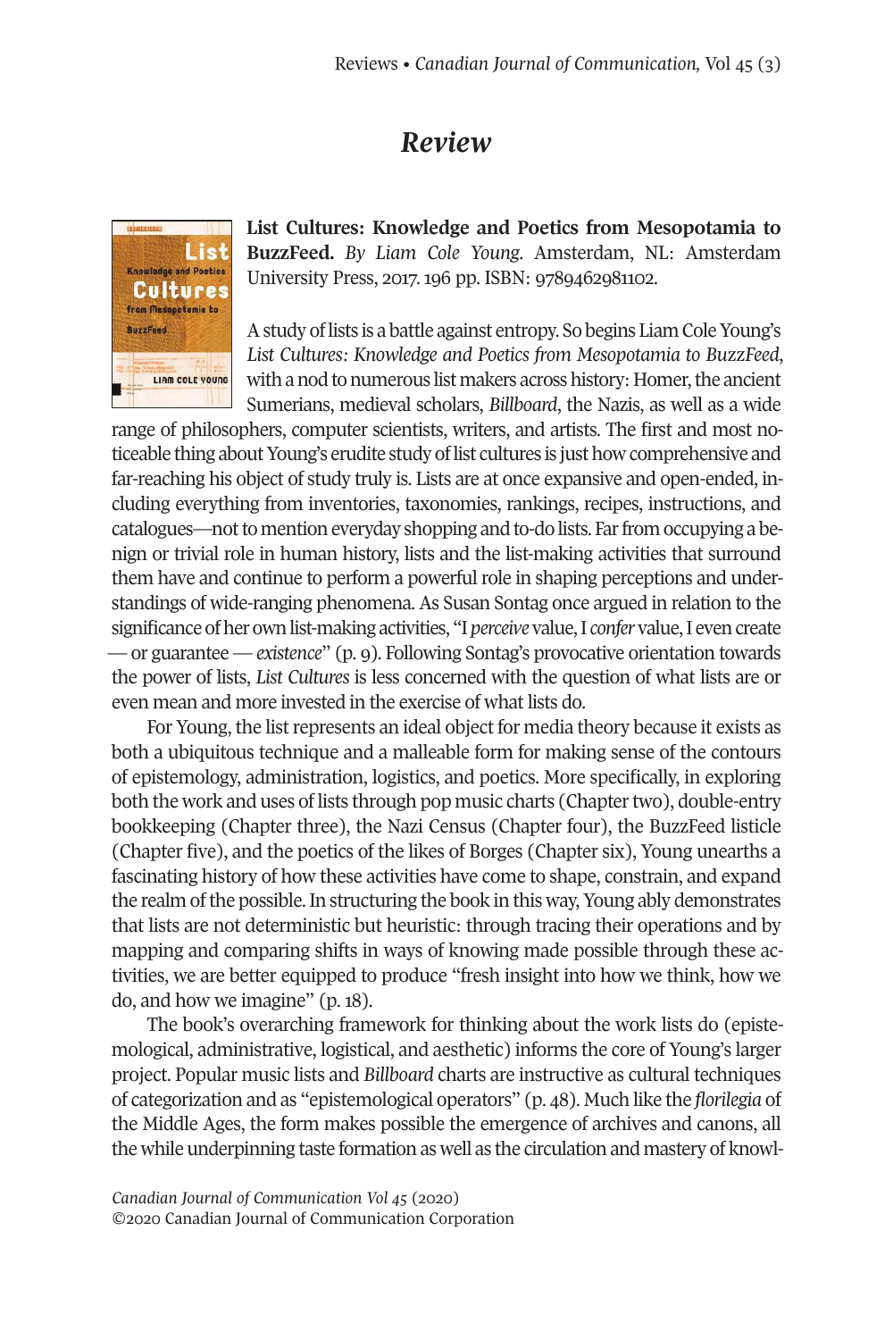# *Review*

**List Cultures: Knowledge and Poetics from Mesopotamia to BuzzFeed.** *By Liam Cole Young.* Amsterdam, NL: Amsterdam University Press, 2017. 196 pp. ISBN: 9789462981102.

A study of lists is a battle against entropy. So begins Liam Cole Young's *List Cultures: Knowledge and Poetics from Mesopotamia to BuzzFeed*, with a nod to numerous list makers across history: Homer, the ancient Sumerians, medieval scholars, *Billboard*, the Nazis, as well as a wide range of philosophers, computer scientists, writers, and artists. The first and most noticeable thing about Young's erudite study of list cultures is just how comprehensive and far-reaching his object of study truly is. Lists are at once expansive and open-ended, including everything from inventories, taxonomies, rankings, recipes, instructions, and catalogues—not to mention everyday shopping and to-do lists. Far from occupying a benign or trivial role in human history, lists and the list-making activities that surround them have and continue to perform a powerful role in shaping perceptions and understandings of wide-ranging phenomena. As Susan Sontag once argued in relation to the significance of her own list-making activities, "I *perceive* value, I *confer* value, I even create — or guarantee — *existence*" (p. 9). Following Sontag's provocative orientation towards the power of lists, *List Cultures* is less concerned with the question of what lists are or even mean and more invested in the exercise of what lists do.

For Young, the list represents an ideal object for media theory because it exists as both a ubiquitous technique and a malleable form for making sense of the contours of epistemology, administration, logistics, and poetics. More specifically, in exploring both the work and uses of lists through pop music charts (Chapter two), double-entry bookkeeping (Chapter three), the Nazi Census (Chapter four), the BuzzFeed listicle (Chapter five), and the poetics of the likes of Borges (Chapter six), Young unearths a fascinating history of how these activities have come to shape, constrain, and expand the realm of the possible. In structuring the book in this way, Young ably demonstrates that lists are not deterministic but heuristic: through tracing their operations and by mapping and comparing shifts in ways of knowing made possible through these activities, we are better equipped to produce "fresh insight into how we think, how we do, and how we imagine" (p. 18).

The book's overarching framework for thinking about the work lists do (epistemological, administrative, logistical, and aesthetic) informs the core of Young's larger project. Popular music lists and *Billboard* charts are instructive as cultural techniques of categorization and as "epistemological operators" (p. 48). Much like the *florilegia* of the Middle Ages, the form makes possible the emergence of archives and canons, all the while underpinning taste formation as well as the circulation and mastery of knowl-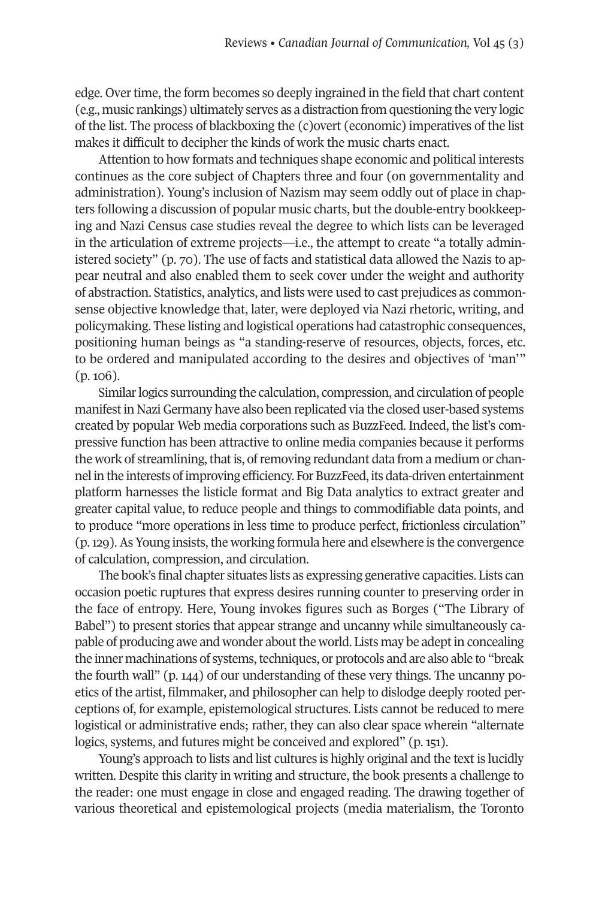edge. Over time, the form becomes so deeply ingrained in the field that chart content (e.g., music rankings) ultimately serves as a distraction from questioning the very logic of the list. The process of blackboxing the (c)overt (economic) imperatives of the list makes it difficult to decipher the kinds of work the music charts enact.

Attention to how formats and techniques shape economic and political interests continues as the core subject of Chapters three and four (on governmentality and administration). Young's inclusion of Nazism may seem oddly out of place in chapters following a discussion of popular music charts, but the double-entry bookkeeping and Nazi Census case studies reveal the degree to which lists can be leveraged in the articulation of extreme projects—i.e., the attempt to create "a totally administered society" (p. 70). The use of facts and statistical data allowed the Nazis to appear neutral and also enabled them to seek cover under the weight and authority of abstraction. Statistics, analytics, and lists were used to cast prejudices as commonsense objective knowledge that, later, were deployed via Nazi rhetoric, writing, and policymaking. These listing and logistical operations had catastrophic consequences, positioning human beings as "a standing-reserve of resources, objects, forces, etc. to be ordered and manipulated according to the desires and objectives of 'man'" (p. 106).

Similar logics surrounding the calculation, compression, and circulation of people manifest in Nazi Germany have also been replicated via the closed user-based systems created by popular Web media corporations such as BuzzFeed. Indeed, the list's compressive function has been attractive to online media companies because it performs the work of streamlining, that is, of removing redundant data from a medium or channel in the interests of improving efficiency. For BuzzFeed, its data-driven entertainment platform harnesses the listicle format and Big Data analytics to extract greater and greater capital value, to reduce people and things to commodifiable data points, and to produce "more operations in less time to produce perfect, frictionless circulation" (p. 129). As Young insists, the working formula here and elsewhere is the convergence of calculation, compression, and circulation.

The book's final chapter situates lists as expressing generative capacities. Lists can occasion poetic ruptures that express desires running counter to preserving order in the face of entropy. Here, Young invokes figures such as Borges ("The Library of Babel") to present stories that appear strange and uncanny while simultaneously capable of producing awe and wonder about the world. Lists may be adept in concealing the inner machinations of systems, techniques, or protocols and are also able to "break the fourth wall" (p. 144) of our understanding of these very things. The uncanny poetics of the artist, filmmaker, and philosopher can help to dislodge deeply rooted perceptions of, for example, epistemological structures. Lists cannot be reduced to mere logistical or administrative ends; rather, they can also clear space wherein "alternate logics, systems, and futures might be conceived and explored" (p. 151).

Young's approach to lists and list cultures is highly original and the text is lucidly written. Despite this clarity in writing and structure, the book presents a challenge to the reader: one must engage in close and engaged reading. The drawing together of various theoretical and epistemological projects (media materialism, the Toronto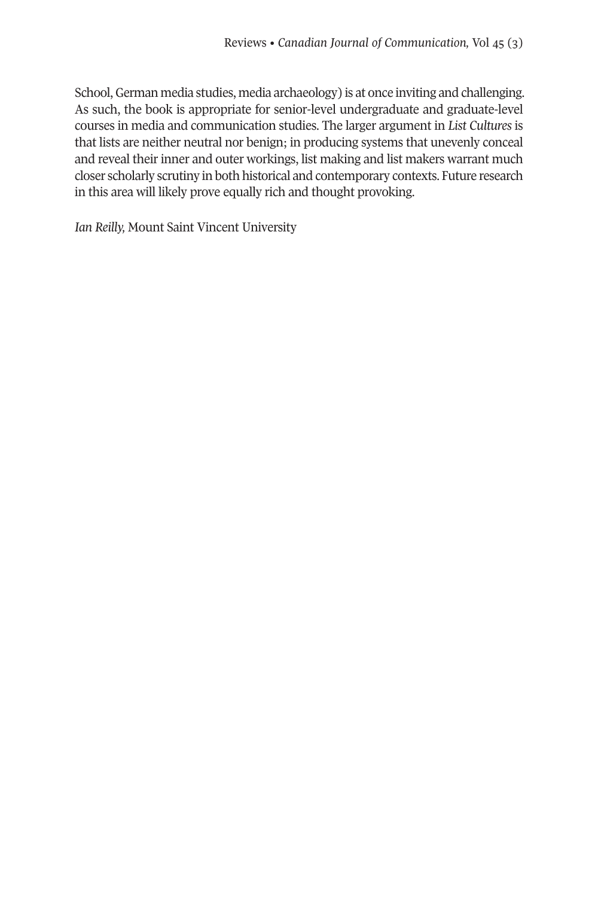School, German media studies, media archaeology) is at once inviting and challenging. As such, the book is appropriate for senior-level undergraduate and graduate-level courses in media and communication studies. The larger argument in *List Cultures* is that lists are neither neutral nor benign; in producing systems that unevenly conceal and reveal their inner and outer workings, list making and list makers warrant much closer scholarly scrutiny in both historical and contemporary contexts. Future research in this area will likely prove equally rich and thought provoking.

*Ian Reilly,* Mount Saint Vincent University